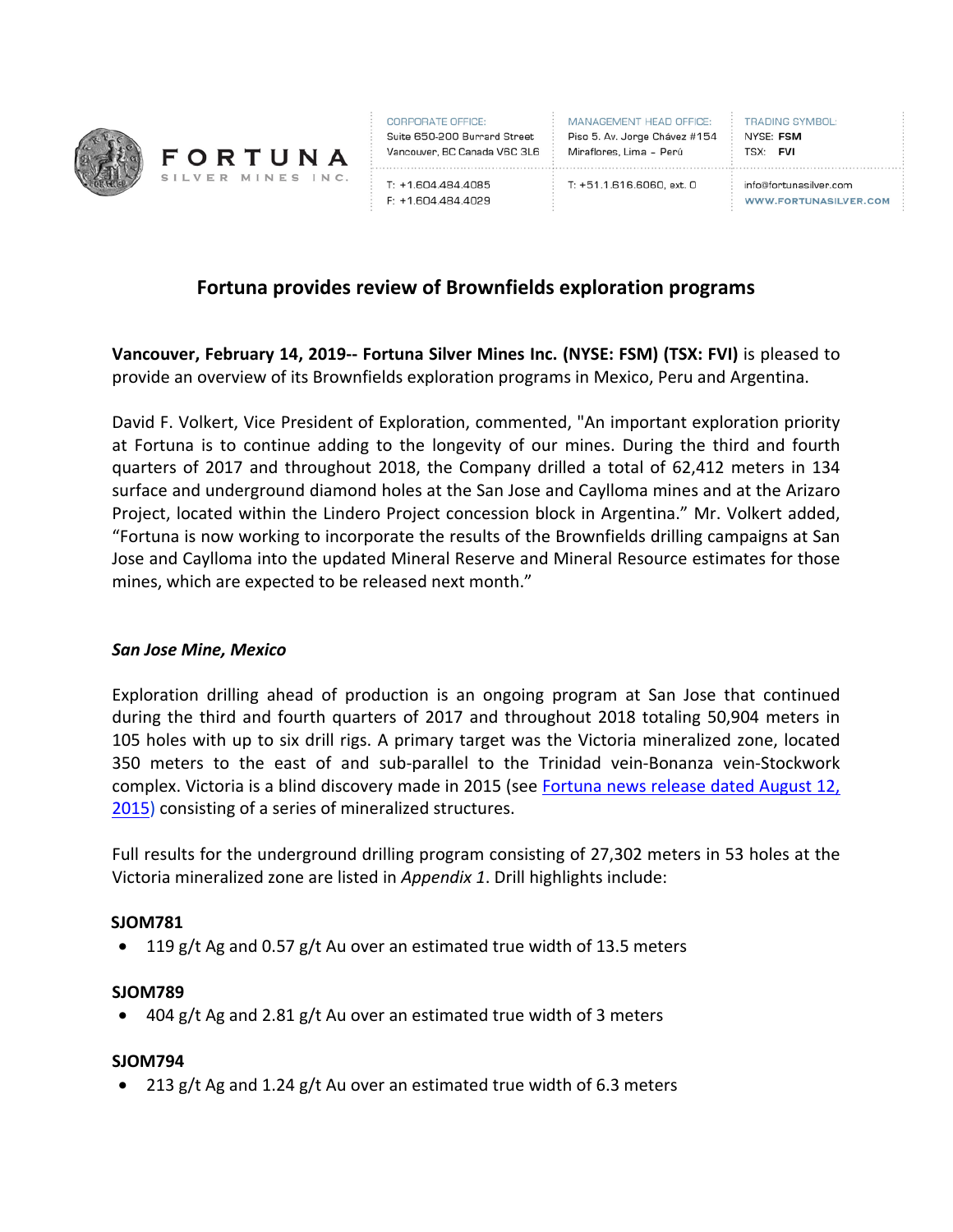FORTUNA SILVER MINES INC.

CORPORATE OFFICE:
Suite 650-200 Burrard Street
Vancouver, BC Canada V6C 3L6
T: +1.604.484.4085
F: +1.604.484.4029

MANAGEMENT HEAD OFFICE:
Piso 5. Av. Jorge Chávez #154
Miraflores, Lima – Perú
T: +51.1.616.6060, ext. 0

TRADING SYMBOL:
NYSE: **FSM**
TSX: **FVI**
info@fortunasilver.com
WWW.FORTUNASILVER.COM

# Fortuna provides review of Brownfields exploration programs

**Vancouver, February 14, 2019-- Fortuna Silver Mines Inc. (NYSE: FSM) (TSX: FVI)** is pleased to provide an overview of its Brownfields exploration programs in Mexico, Peru and Argentina.

David F. Volkert, Vice President of Exploration, commented, "An important exploration priority at Fortuna is to continue adding to the longevity of our mines. During the third and fourth quarters of 2017 and throughout 2018, the Company drilled a total of 62,412 meters in 134 surface and underground diamond holes at the San Jose and Caylloma mines and at the Arizaro Project, located within the Lindero Project concession block in Argentina." Mr. Volkert added, "Fortuna is now working to incorporate the results of the Brownfields drilling campaigns at San Jose and Caylloma into the updated Mineral Reserve and Mineral Resource estimates for those mines, which are expected to be released next month."

### *San Jose Mine, Mexico*

Exploration drilling ahead of production is an ongoing program at San Jose that continued during the third and fourth quarters of 2017 and throughout 2018 totaling 50,904 meters in 105 holes with up to six drill rigs. A primary target was the Victoria mineralized zone, located 350 meters to the east of and sub-parallel to the Trinidad vein-Bonanza vein-Stockwork complex. Victoria is a blind discovery made in 2015 (see Fortuna news release dated August 12, 2015) consisting of a series of mineralized structures.

Full results for the underground drilling program consisting of 27,302 meters in 53 holes at the Victoria mineralized zone are listed in *Appendix 1*. Drill highlights include:

**SJOM781**

- 119 g/t Ag and 0.57 g/t Au over an estimated true width of 13.5 meters

**SJOM789**

- 404 g/t Ag and 2.81 g/t Au over an estimated true width of 3 meters

**SJOM794**

- 213 g/t Ag and 1.24 g/t Au over an estimated true width of 6.3 meters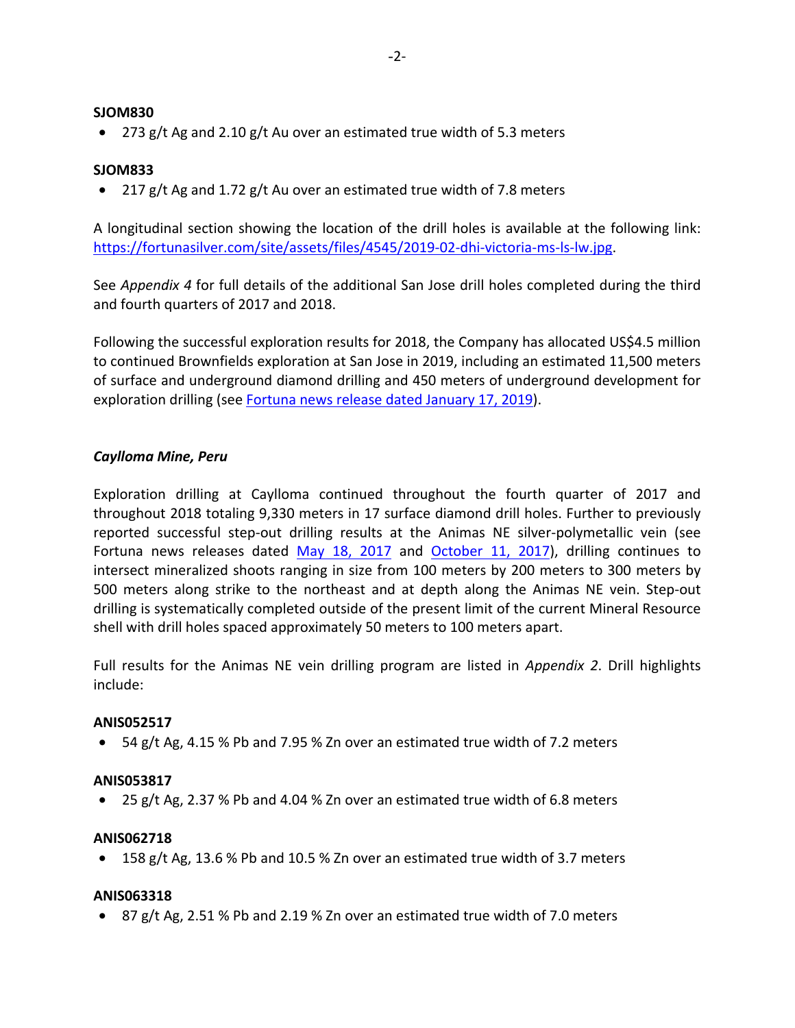**SJOM830**

- 273 g/t Ag and 2.10 g/t Au over an estimated true width of 5.3 meters

**SJOM833**

- 217 g/t Ag and 1.72 g/t Au over an estimated true width of 7.8 meters

A longitudinal section showing the location of the drill holes is available at the following link: [https://fortunasilver.com/site/assets/files/4545/2019-02-dhi-victoria-ms-ls-lw.jpg](https://fortunasilver.com/site/assets/files/4545/2019-02-dhi-victoria-ms-ls-lw.jpg).

See *Appendix 4* for full details of the additional San Jose drill holes completed during the third and fourth quarters of 2017 and 2018.

Following the successful exploration results for 2018, the Company has allocated US$4.5 million to continued Brownfields exploration at San Jose in 2019, including an estimated 11,500 meters of surface and underground diamond drilling and 450 meters of underground development for exploration drilling (see Fortuna news release dated January 17, 2019).

### *Caylloma Mine, Peru*

Exploration drilling at Caylloma continued throughout the fourth quarter of 2017 and throughout 2018 totaling 9,330 meters in 17 surface diamond drill holes. Further to previously reported successful step-out drilling results at the Animas NE silver-polymetallic vein (see Fortuna news releases dated May 18, 2017 and October 11, 2017), drilling continues to intersect mineralized shoots ranging in size from 100 meters by 200 meters to 300 meters by 500 meters along strike to the northeast and at depth along the Animas NE vein. Step-out drilling is systematically completed outside of the present limit of the current Mineral Resource shell with drill holes spaced approximately 50 meters to 100 meters apart.

Full results for the Animas NE vein drilling program are listed in *Appendix 2*. Drill highlights include:

**ANIS052517**

- 54 g/t Ag, 4.15 % Pb and 7.95 % Zn over an estimated true width of 7.2 meters

**ANIS053817**

- 25 g/t Ag, 2.37 % Pb and 4.04 % Zn over an estimated true width of 6.8 meters

**ANIS062718**

- 158 g/t Ag, 13.6 % Pb and 10.5 % Zn over an estimated true width of 3.7 meters

**ANIS063318**

- 87 g/t Ag, 2.51 % Pb and 2.19 % Zn over an estimated true width of 7.0 meters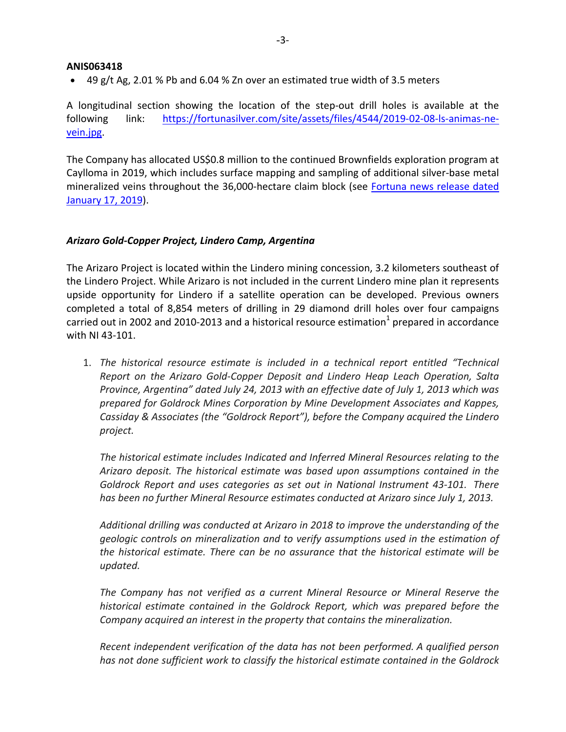**ANIS063418**

- 49 g/t Ag, 2.01 % Pb and 6.04 % Zn over an estimated true width of 3.5 meters

A longitudinal section showing the location of the step-out drill holes is available at the following link: [https://fortunasilver.com/site/assets/files/4544/2019-02-08-ls-animas-ne-vein.jpg](https://fortunasilver.com/site/assets/files/4544/2019-02-08-ls-animas-ne-vein.jpg).

The Company has allocated US$0.8 million to the continued Brownfields exploration program at Caylloma in 2019, which includes surface mapping and sampling of additional silver-base metal mineralized veins throughout the 36,000-hectare claim block (see Fortuna news release dated January 17, 2019).

### *Arizaro Gold-Copper Project, Lindero Camp, Argentina*

The Arizaro Project is located within the Lindero mining concession, 3.2 kilometers southeast of the Lindero Project. While Arizaro is not included in the current Lindero mine plan it represents upside opportunity for Lindero if a satellite operation can be developed. Previous owners completed a total of 8,854 meters of drilling in 29 diamond drill holes over four campaigns carried out in 2002 and 2010-2013 and a historical resource estimation[1] prepared in accordance with NI 43-101.

1. *The historical resource estimate is included in a technical report entitled "Technical Report on the Arizaro Gold-Copper Deposit and Lindero Heap Leach Operation, Salta Province, Argentina" dated July 24, 2013 with an effective date of July 1, 2013 which was prepared for Goldrock Mines Corporation by Mine Development Associates and Kappes, Cassiday & Associates (the "Goldrock Report"), before the Company acquired the Lindero project.*

   *The historical estimate includes Indicated and Inferred Mineral Resources relating to the Arizaro deposit. The historical estimate was based upon assumptions contained in the Goldrock Report and uses categories as set out in National Instrument 43-101. There has been no further Mineral Resource estimates conducted at Arizaro since July 1, 2013.*

   *Additional drilling was conducted at Arizaro in 2018 to improve the understanding of the geologic controls on mineralization and to verify assumptions used in the estimation of the historical estimate. There can be no assurance that the historical estimate will be updated.*

   *The Company has not verified as a current Mineral Resource or Mineral Reserve the historical estimate contained in the Goldrock Report, which was prepared before the Company acquired an interest in the property that contains the mineralization.*

   *Recent independent verification of the data has not been performed. A qualified person has not done sufficient work to classify the historical estimate contained in the Goldrock*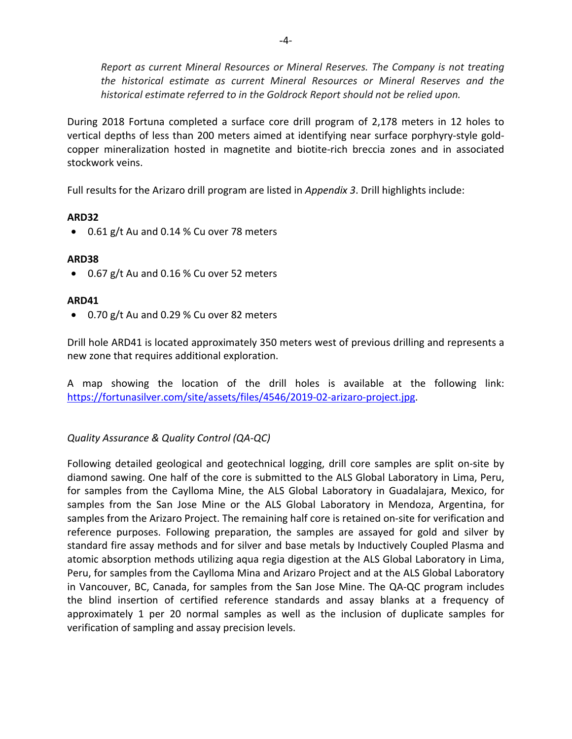*Report as current Mineral Resources or Mineral Reserves. The Company is not treating the historical estimate as current Mineral Resources or Mineral Reserves and the historical estimate referred to in the Goldrock Report should not be relied upon.*

During 2018 Fortuna completed a surface core drill program of 2,178 meters in 12 holes to vertical depths of less than 200 meters aimed at identifying near surface porphyry-style gold-copper mineralization hosted in magnetite and biotite-rich breccia zones and in associated stockwork veins.

Full results for the Arizaro drill program are listed in *Appendix 3*. Drill highlights include:

**ARD32**

- 0.61 g/t Au and 0.14 % Cu over 78 meters

**ARD38**

- 0.67 g/t Au and 0.16 % Cu over 52 meters

**ARD41**

- 0.70 g/t Au and 0.29 % Cu over 82 meters

Drill hole ARD41 is located approximately 350 meters west of previous drilling and represents a new zone that requires additional exploration.

A map showing the location of the drill holes is available at the following link: https://fortunasilver.com/site/assets/files/4546/2019-02-arizaro-project.jpg.

*Quality Assurance & Quality Control (QA-QC)*

Following detailed geological and geotechnical logging, drill core samples are split on-site by diamond sawing. One half of the core is submitted to the ALS Global Laboratory in Lima, Peru, for samples from the Caylloma Mine, the ALS Global Laboratory in Guadalajara, Mexico, for samples from the San Jose Mine or the ALS Global Laboratory in Mendoza, Argentina, for samples from the Arizaro Project. The remaining half core is retained on-site for verification and reference purposes. Following preparation, the samples are assayed for gold and silver by standard fire assay methods and for silver and base metals by Inductively Coupled Plasma and atomic absorption methods utilizing aqua regia digestion at the ALS Global Laboratory in Lima, Peru, for samples from the Caylloma Mina and Arizaro Project and at the ALS Global Laboratory in Vancouver, BC, Canada, for samples from the San Jose Mine. The QA-QC program includes the blind insertion of certified reference standards and assay blanks at a frequency of approximately 1 per 20 normal samples as well as the inclusion of duplicate samples for verification of sampling and assay precision levels.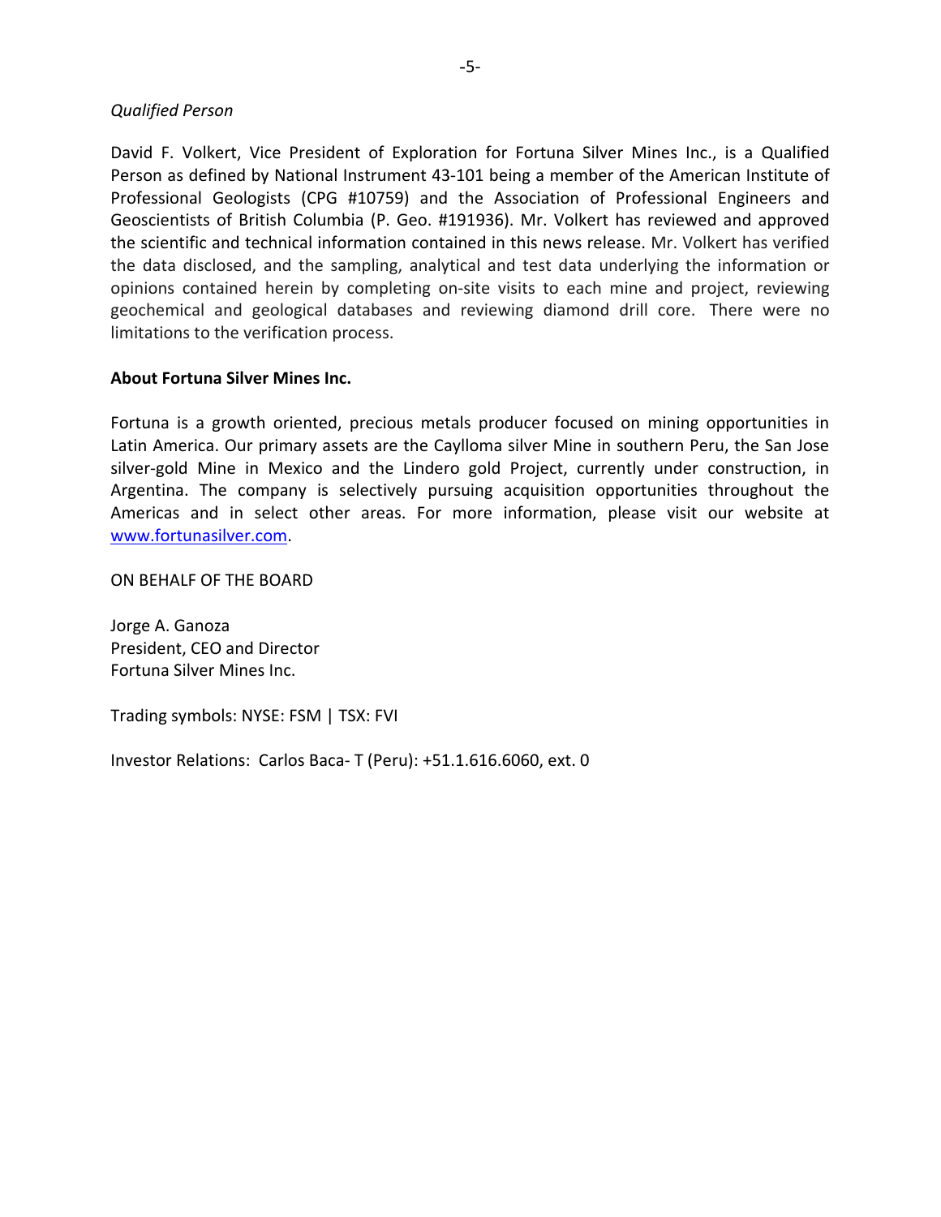*Qualified Person*

David F. Volkert, Vice President of Exploration for Fortuna Silver Mines Inc., is a Qualified Person as defined by National Instrument 43-101 being a member of the American Institute of Professional Geologists (CPG #10759) and the Association of Professional Engineers and Geoscientists of British Columbia (P. Geo. #191936). Mr. Volkert has reviewed and approved the scientific and technical information contained in this news release. Mr. Volkert has verified the data disclosed, and the sampling, analytical and test data underlying the information or opinions contained herein by completing on-site visits to each mine and project, reviewing geochemical and geological databases and reviewing diamond drill core. There were no limitations to the verification process.

**About Fortuna Silver Mines Inc.**

Fortuna is a growth oriented, precious metals producer focused on mining opportunities in Latin America. Our primary assets are the Caylloma silver Mine in southern Peru, the San Jose silver-gold Mine in Mexico and the Lindero gold Project, currently under construction, in Argentina. The company is selectively pursuing acquisition opportunities throughout the Americas and in select other areas. For more information, please visit our website at www.fortunasilver.com.

ON BEHALF OF THE BOARD

Jorge A. Ganoza
President, CEO and Director
Fortuna Silver Mines Inc.

Trading symbols: NYSE: FSM | TSX: FVI

Investor Relations: Carlos Baca- T (Peru): +51.1.616.6060, ext. 0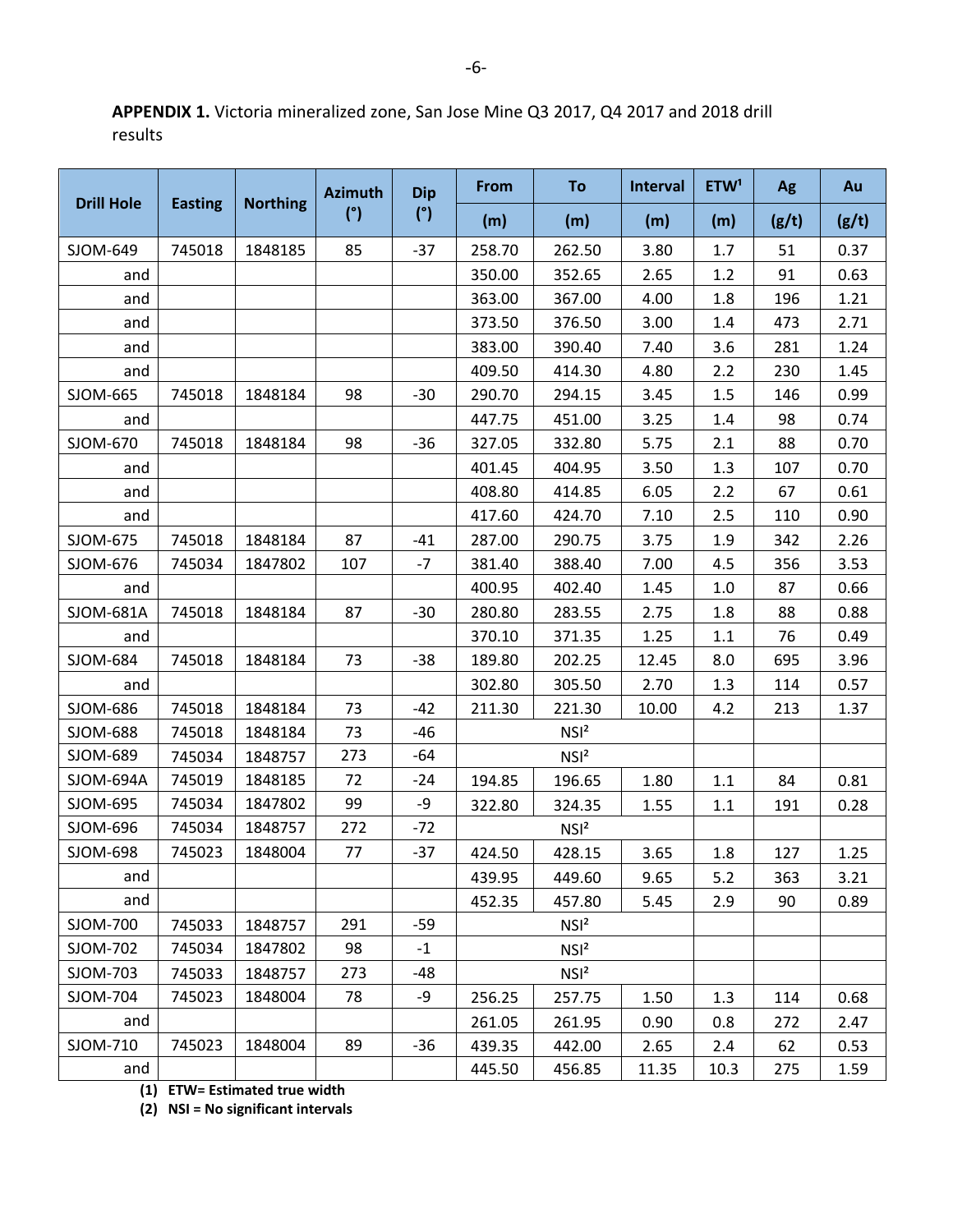**APPENDIX 1.** Victoria mineralized zone, San Jose Mine Q3 2017, Q4 2017 and 2018 drill results

| Drill Hole | Easting | Northing | Azimuth (°) | Dip (°) | From (m) | To (m) | Interval (m) | ETW[1] (m) | Ag (g/t) | Au (g/t) |
|---|---|---|---|---|---|---|---|---|---|---|
| SJOM-649 | 745018 | 1848185 | 85 | -37 | 258.70 | 262.50 | 3.80 | 1.7 | 51 | 0.37 |
| and | | | | | 350.00 | 352.65 | 2.65 | 1.2 | 91 | 0.63 |
| and | | | | | 363.00 | 367.00 | 4.00 | 1.8 | 196 | 1.21 |
| and | | | | | 373.50 | 376.50 | 3.00 | 1.4 | 473 | 2.71 |
| and | | | | | 383.00 | 390.40 | 7.40 | 3.6 | 281 | 1.24 |
| and | | | | | 409.50 | 414.30 | 4.80 | 2.2 | 230 | 1.45 |
| SJOM-665 | 745018 | 1848184 | 98 | -30 | 290.70 | 294.15 | 3.45 | 1.5 | 146 | 0.99 |
| and | | | | | 447.75 | 451.00 | 3.25 | 1.4 | 98 | 0.74 |
| SJOM-670 | 745018 | 1848184 | 98 | -36 | 327.05 | 332.80 | 5.75 | 2.1 | 88 | 0.70 |
| and | | | | | 401.45 | 404.95 | 3.50 | 1.3 | 107 | 0.70 |
| and | | | | | 408.80 | 414.85 | 6.05 | 2.2 | 67 | 0.61 |
| and | | | | | 417.60 | 424.70 | 7.10 | 2.5 | 110 | 0.90 |
| SJOM-675 | 745018 | 1848184 | 87 | -41 | 287.00 | 290.75 | 3.75 | 1.9 | 342 | 2.26 |
| SJOM-676 | 745034 | 1847802 | 107 | -7 | 381.40 | 388.40 | 7.00 | 4.5 | 356 | 3.53 |
| and | | | | | 400.95 | 402.40 | 1.45 | 1.0 | 87 | 0.66 |
| SJOM-681A | 745018 | 1848184 | 87 | -30 | 280.80 | 283.55 | 2.75 | 1.8 | 88 | 0.88 |
| and | | | | | 370.10 | 371.35 | 1.25 | 1.1 | 76 | 0.49 |
| SJOM-684 | 745018 | 1848184 | 73 | -38 | 189.80 | 202.25 | 12.45 | 8.0 | 695 | 3.96 |
| and | | | | | 302.80 | 305.50 | 2.70 | 1.3 | 114 | 0.57 |
| SJOM-686 | 745018 | 1848184 | 73 | -42 | 211.30 | 221.30 | 10.00 | 4.2 | 213 | 1.37 |
| SJOM-688 | 745018 | 1848184 | 73 | -46 | | NSI[2] | | | | |
| SJOM-689 | 745034 | 1848757 | 273 | -64 | | NSI[2] | | | | |
| SJOM-694A | 745019 | 1848185 | 72 | -24 | 194.85 | 196.65 | 1.80 | 1.1 | 84 | 0.81 |
| SJOM-695 | 745034 | 1847802 | 99 | -9 | 322.80 | 324.35 | 1.55 | 1.1 | 191 | 0.28 |
| SJOM-696 | 745034 | 1848757 | 272 | -72 | | NSI[2] | | | | |
| SJOM-698 | 745023 | 1848004 | 77 | -37 | 424.50 | 428.15 | 3.65 | 1.8 | 127 | 1.25 |
| and | | | | | 439.95 | 449.60 | 9.65 | 5.2 | 363 | 3.21 |
| and | | | | | 452.35 | 457.80 | 5.45 | 2.9 | 90 | 0.89 |
| SJOM-700 | 745033 | 1848757 | 291 | -59 | | NSI[2] | | | | |
| SJOM-702 | 745034 | 1847802 | 98 | -1 | | NSI[2] | | | | |
| SJOM-703 | 745033 | 1848757 | 273 | -48 | | NSI[2] | | | | |
| SJOM-704 | 745023 | 1848004 | 78 | -9 | 256.25 | 257.75 | 1.50 | 1.3 | 114 | 0.68 |
| and | | | | | 261.05 | 261.95 | 0.90 | 0.8 | 272 | 2.47 |
| SJOM-710 | 745023 | 1848004 | 89 | -36 | 439.35 | 442.00 | 2.65 | 2.4 | 62 | 0.53 |
| and | | | | | 445.50 | 456.85 | 11.35 | 10.3 | 275 | 1.59 |

**(1) ETW= Estimated true width**

**(2) NSI = No significant intervals**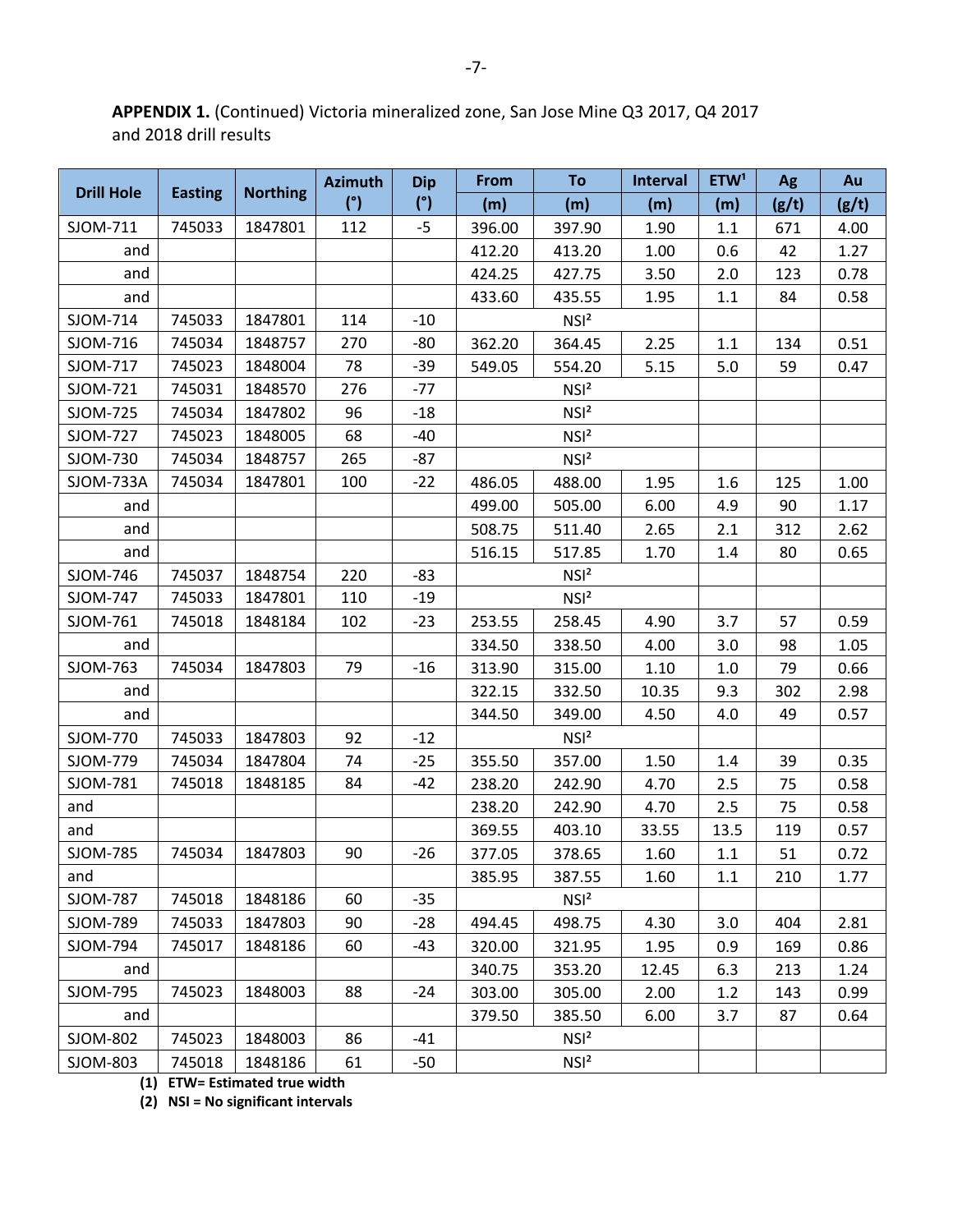**APPENDIX 1.** (Continued) Victoria mineralized zone, San Jose Mine Q3 2017, Q4 2017 and 2018 drill results

| Drill Hole | Easting | Northing | Azimuth (°) | Dip (°) | From (m) | To (m) | Interval (m) | ETW[1] (m) | Ag (g/t) | Au (g/t) |
|---|---|---|---|---|---|---|---|---|---|---|
| SJOM-711 | 745033 | 1847801 | 112 | -5 | 396.00 | 397.90 | 1.90 | 1.1 | 671 | 4.00 |
| and | | | | | 412.20 | 413.20 | 1.00 | 0.6 | 42 | 1.27 |
| and | | | | | 424.25 | 427.75 | 3.50 | 2.0 | 123 | 0.78 |
| and | | | | | 433.60 | 435.55 | 1.95 | 1.1 | 84 | 0.58 |
| SJOM-714 | 745033 | 1847801 | 114 | -10 | NSI[2] | | | | | |
| SJOM-716 | 745034 | 1848757 | 270 | -80 | 362.20 | 364.45 | 2.25 | 1.1 | 134 | 0.51 |
| SJOM-717 | 745023 | 1848004 | 78 | -39 | 549.05 | 554.20 | 5.15 | 5.0 | 59 | 0.47 |
| SJOM-721 | 745031 | 1848570 | 276 | -77 | NSI[2] | | | | | |
| SJOM-725 | 745034 | 1847802 | 96 | -18 | NSI[2] | | | | | |
| SJOM-727 | 745023 | 1848005 | 68 | -40 | NSI[2] | | | | | |
| SJOM-730 | 745034 | 1848757 | 265 | -87 | NSI[2] | | | | | |
| SJOM-733A | 745034 | 1847801 | 100 | -22 | 486.05 | 488.00 | 1.95 | 1.6 | 125 | 1.00 |
| and | | | | | 499.00 | 505.00 | 6.00 | 4.9 | 90 | 1.17 |
| and | | | | | 508.75 | 511.40 | 2.65 | 2.1 | 312 | 2.62 |
| and | | | | | 516.15 | 517.85 | 1.70 | 1.4 | 80 | 0.65 |
| SJOM-746 | 745037 | 1848754 | 220 | -83 | NSI[2] | | | | | |
| SJOM-747 | 745033 | 1847801 | 110 | -19 | NSI[2] | | | | | |
| SJOM-761 | 745018 | 1848184 | 102 | -23 | 253.55 | 258.45 | 4.90 | 3.7 | 57 | 0.59 |
| and | | | | | 334.50 | 338.50 | 4.00 | 3.0 | 98 | 1.05 |
| SJOM-763 | 745034 | 1847803 | 79 | -16 | 313.90 | 315.00 | 1.10 | 1.0 | 79 | 0.66 |
| and | | | | | 322.15 | 332.50 | 10.35 | 9.3 | 302 | 2.98 |
| and | | | | | 344.50 | 349.00 | 4.50 | 4.0 | 49 | 0.57 |
| SJOM-770 | 745033 | 1847803 | 92 | -12 | NSI[2] | | | | | |
| SJOM-779 | 745034 | 1847804 | 74 | -25 | 355.50 | 357.00 | 1.50 | 1.4 | 39 | 0.35 |
| SJOM-781 | 745018 | 1848185 | 84 | -42 | 238.20 | 242.90 | 4.70 | 2.5 | 75 | 0.58 |
| and | | | | | 238.20 | 242.90 | 4.70 | 2.5 | 75 | 0.58 |
| and | | | | | 369.55 | 403.10 | 33.55 | 13.5 | 119 | 0.57 |
| SJOM-785 | 745034 | 1847803 | 90 | -26 | 377.05 | 378.65 | 1.60 | 1.1 | 51 | 0.72 |
| and | | | | | 385.95 | 387.55 | 1.60 | 1.1 | 210 | 1.77 |
| SJOM-787 | 745018 | 1848186 | 60 | -35 | NSI[2] | | | | | |
| SJOM-789 | 745033 | 1847803 | 90 | -28 | 494.45 | 498.75 | 4.30 | 3.0 | 404 | 2.81 |
| SJOM-794 | 745017 | 1848186 | 60 | -43 | 320.00 | 321.95 | 1.95 | 0.9 | 169 | 0.86 |
| and | | | | | 340.75 | 353.20 | 12.45 | 6.3 | 213 | 1.24 |
| SJOM-795 | 745023 | 1848003 | 88 | -24 | 303.00 | 305.00 | 2.00 | 1.2 | 143 | 0.99 |
| and | | | | | 379.50 | 385.50 | 6.00 | 3.7 | 87 | 0.64 |
| SJOM-802 | 745023 | 1848003 | 86 | -41 | NSI[2] | | | | | |
| SJOM-803 | 745018 | 1848186 | 61 | -50 | NSI[2] | | | | | |

**(1) ETW= Estimated true width**

**(2) NSI = No significant intervals**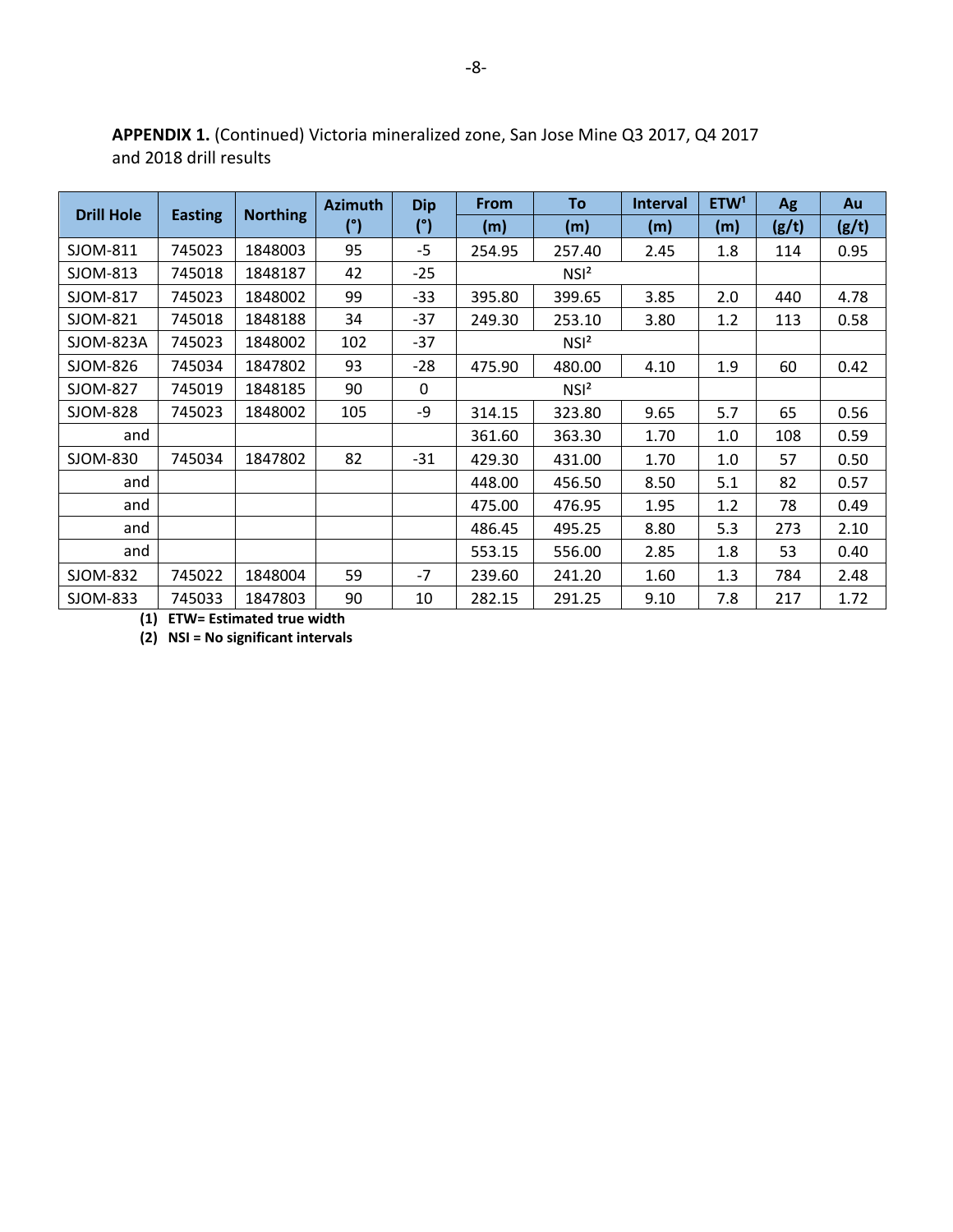**APPENDIX 1.** (Continued) Victoria mineralized zone, San Jose Mine Q3 2017, Q4 2017 and 2018 drill results

| Drill Hole | Easting | Northing | Azimuth (°) | Dip (°) | From (m) | To (m) | Interval (m) | ETW[1] (m) | Ag (g/t) | Au (g/t) |
|---|---|---|---|---|---|---|---|---|---|---|
| SJOM-811 | 745023 | 1848003 | 95 | -5 | 254.95 | 257.40 | 2.45 | 1.8 | 114 | 0.95 |
| SJOM-813 | 745018 | 1848187 | 42 | -25 | NSI[2] | | | | | |
| SJOM-817 | 745023 | 1848002 | 99 | -33 | 395.80 | 399.65 | 3.85 | 2.0 | 440 | 4.78 |
| SJOM-821 | 745018 | 1848188 | 34 | -37 | 249.30 | 253.10 | 3.80 | 1.2 | 113 | 0.58 |
| SJOM-823A | 745023 | 1848002 | 102 | -37 | NSI[2] | | | | | |
| SJOM-826 | 745034 | 1847802 | 93 | -28 | 475.90 | 480.00 | 4.10 | 1.9 | 60 | 0.42 |
| SJOM-827 | 745019 | 1848185 | 90 | 0 | NSI[2] | | | | | |
| SJOM-828 | 745023 | 1848002 | 105 | -9 | 314.15 | 323.80 | 9.65 | 5.7 | 65 | 0.56 |
| and | | | | | 361.60 | 363.30 | 1.70 | 1.0 | 108 | 0.59 |
| SJOM-830 | 745034 | 1847802 | 82 | -31 | 429.30 | 431.00 | 1.70 | 1.0 | 57 | 0.50 |
| and | | | | | 448.00 | 456.50 | 8.50 | 5.1 | 82 | 0.57 |
| and | | | | | 475.00 | 476.95 | 1.95 | 1.2 | 78 | 0.49 |
| and | | | | | 486.45 | 495.25 | 8.80 | 5.3 | 273 | 2.10 |
| and | | | | | 553.15 | 556.00 | 2.85 | 1.8 | 53 | 0.40 |
| SJOM-832 | 745022 | 1848004 | 59 | -7 | 239.60 | 241.20 | 1.60 | 1.3 | 784 | 2.48 |
| SJOM-833 | 745033 | 1847803 | 90 | 10 | 282.15 | 291.25 | 9.10 | 7.8 | 217 | 1.72 |

**(1) ETW= Estimated true width**

**(2) NSI = No significant intervals**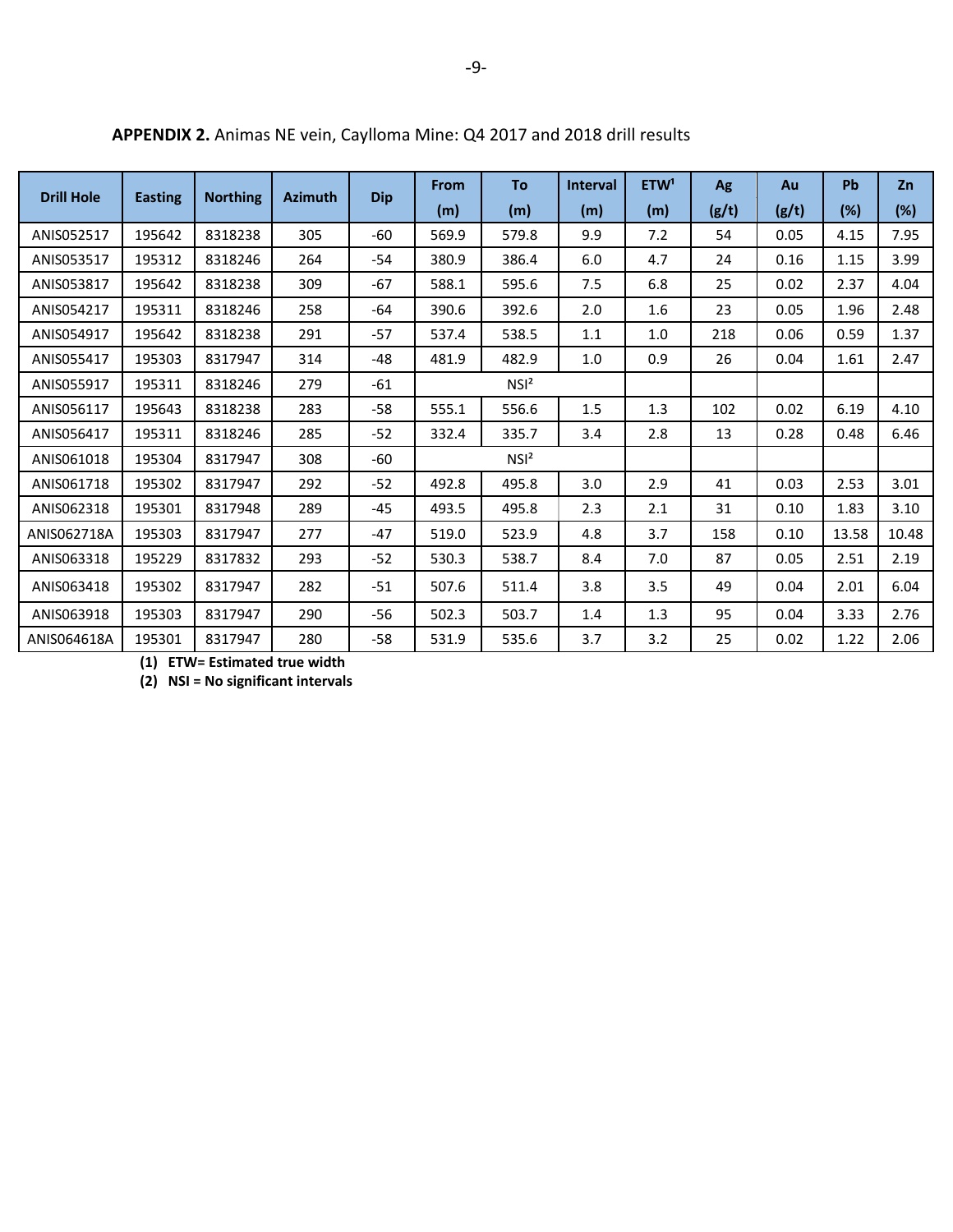**APPENDIX 2.** Animas NE vein, Caylloma Mine: Q4 2017 and 2018 drill results

| Drill Hole | Easting | Northing | Azimuth | Dip | From (m) | To (m) | Interval (m) | ETW[1] (m) | Ag (g/t) | Au (g/t) | Pb (%) | Zn (%) |
|---|---|---|---|---|---|---|---|---|---|---|---|---|
| ANIS052517 | 195642 | 8318238 | 305 | -60 | 569.9 | 579.8 | 9.9 | 7.2 | 54 | 0.05 | 4.15 | 7.95 |
| ANIS053517 | 195312 | 8318246 | 264 | -54 | 380.9 | 386.4 | 6.0 | 4.7 | 24 | 0.16 | 1.15 | 3.99 |
| ANIS053817 | 195642 | 8318238 | 309 | -67 | 588.1 | 595.6 | 7.5 | 6.8 | 25 | 0.02 | 2.37 | 4.04 |
| ANIS054217 | 195311 | 8318246 | 258 | -64 | 390.6 | 392.6 | 2.0 | 1.6 | 23 | 0.05 | 1.96 | 2.48 |
| ANIS054917 | 195642 | 8318238 | 291 | -57 | 537.4 | 538.5 | 1.1 | 1.0 | 218 | 0.06 | 0.59 | 1.37 |
| ANIS055417 | 195303 | 8317947 | 314 | -48 | 481.9 | 482.9 | 1.0 | 0.9 | 26 | 0.04 | 1.61 | 2.47 |
| ANIS055917 | 195311 | 8318246 | 279 | -61 | | NSI[2] | | | | | | |
| ANIS056117 | 195643 | 8318238 | 283 | -58 | 555.1 | 556.6 | 1.5 | 1.3 | 102 | 0.02 | 6.19 | 4.10 |
| ANIS056417 | 195311 | 8318246 | 285 | -52 | 332.4 | 335.7 | 3.4 | 2.8 | 13 | 0.28 | 0.48 | 6.46 |
| ANIS061018 | 195304 | 8317947 | 308 | -60 | | NSI[2] | | | | | | |
| ANIS061718 | 195302 | 8317947 | 292 | -52 | 492.8 | 495.8 | 3.0 | 2.9 | 41 | 0.03 | 2.53 | 3.01 |
| ANIS062318 | 195301 | 8317948 | 289 | -45 | 493.5 | 495.8 | 2.3 | 2.1 | 31 | 0.10 | 1.83 | 3.10 |
| ANIS062718A | 195303 | 8317947 | 277 | -47 | 519.0 | 523.9 | 4.8 | 3.7 | 158 | 0.10 | 13.58 | 10.48 |
| ANIS063318 | 195229 | 8317832 | 293 | -52 | 530.3 | 538.7 | 8.4 | 7.0 | 87 | 0.05 | 2.51 | 2.19 |
| ANIS063418 | 195302 | 8317947 | 282 | -51 | 507.6 | 511.4 | 3.8 | 3.5 | 49 | 0.04 | 2.01 | 6.04 |
| ANIS063918 | 195303 | 8317947 | 290 | -56 | 502.3 | 503.7 | 1.4 | 1.3 | 95 | 0.04 | 3.33 | 2.76 |
| ANIS064618A | 195301 | 8317947 | 280 | -58 | 531.9 | 535.6 | 3.7 | 3.2 | 25 | 0.02 | 1.22 | 2.06 |

**(1) ETW= Estimated true width**
**(2) NSI = No significant intervals**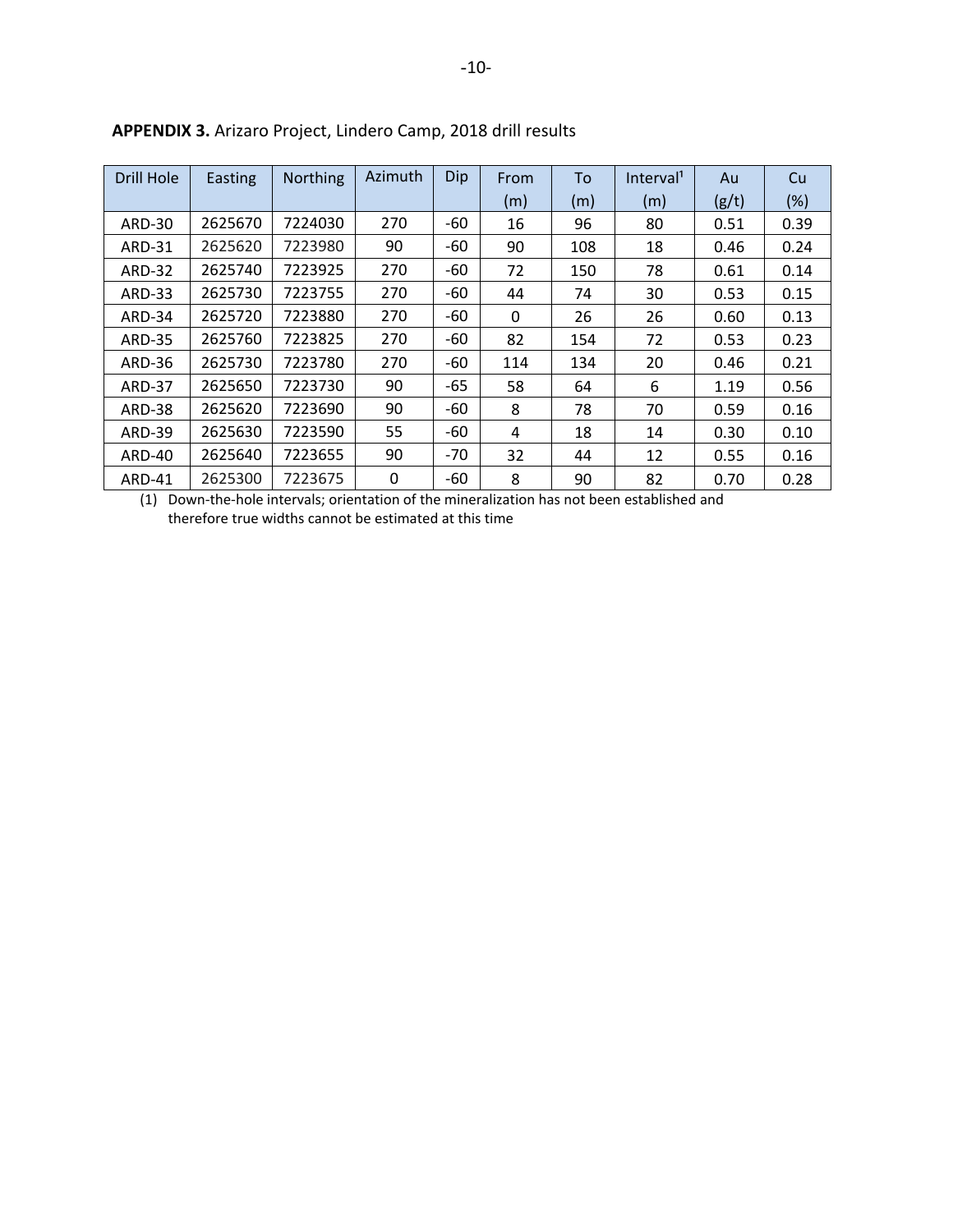**APPENDIX 3.** Arizaro Project, Lindero Camp, 2018 drill results

| Drill Hole | Easting | Northing | Azimuth | Dip | From (m) | To (m) | Interval[1] (m) | Au (g/t) | Cu (%) |
|---|---|---|---|---|---|---|---|---|---|
| ARD-30 | 2625670 | 7224030 | 270 | -60 | 16 | 96 | 80 | 0.51 | 0.39 |
| ARD-31 | 2625620 | 7223980 | 90 | -60 | 90 | 108 | 18 | 0.46 | 0.24 |
| ARD-32 | 2625740 | 7223925 | 270 | -60 | 72 | 150 | 78 | 0.61 | 0.14 |
| ARD-33 | 2625730 | 7223755 | 270 | -60 | 44 | 74 | 30 | 0.53 | 0.15 |
| ARD-34 | 2625720 | 7223880 | 270 | -60 | 0 | 26 | 26 | 0.60 | 0.13 |
| ARD-35 | 2625760 | 7223825 | 270 | -60 | 82 | 154 | 72 | 0.53 | 0.23 |
| ARD-36 | 2625730 | 7223780 | 270 | -60 | 114 | 134 | 20 | 0.46 | 0.21 |
| ARD-37 | 2625650 | 7223730 | 90 | -65 | 58 | 64 | 6 | 1.19 | 0.56 |
| ARD-38 | 2625620 | 7223690 | 90 | -60 | 8 | 78 | 70 | 0.59 | 0.16 |
| ARD-39 | 2625630 | 7223590 | 55 | -60 | 4 | 18 | 14 | 0.30 | 0.10 |
| ARD-40 | 2625640 | 7223655 | 90 | -70 | 32 | 44 | 12 | 0.55 | 0.16 |
| ARD-41 | 2625300 | 7223675 | 0 | -60 | 8 | 90 | 82 | 0.70 | 0.28 |

(1) Down-the-hole intervals; orientation of the mineralization has not been established and therefore true widths cannot be estimated at this time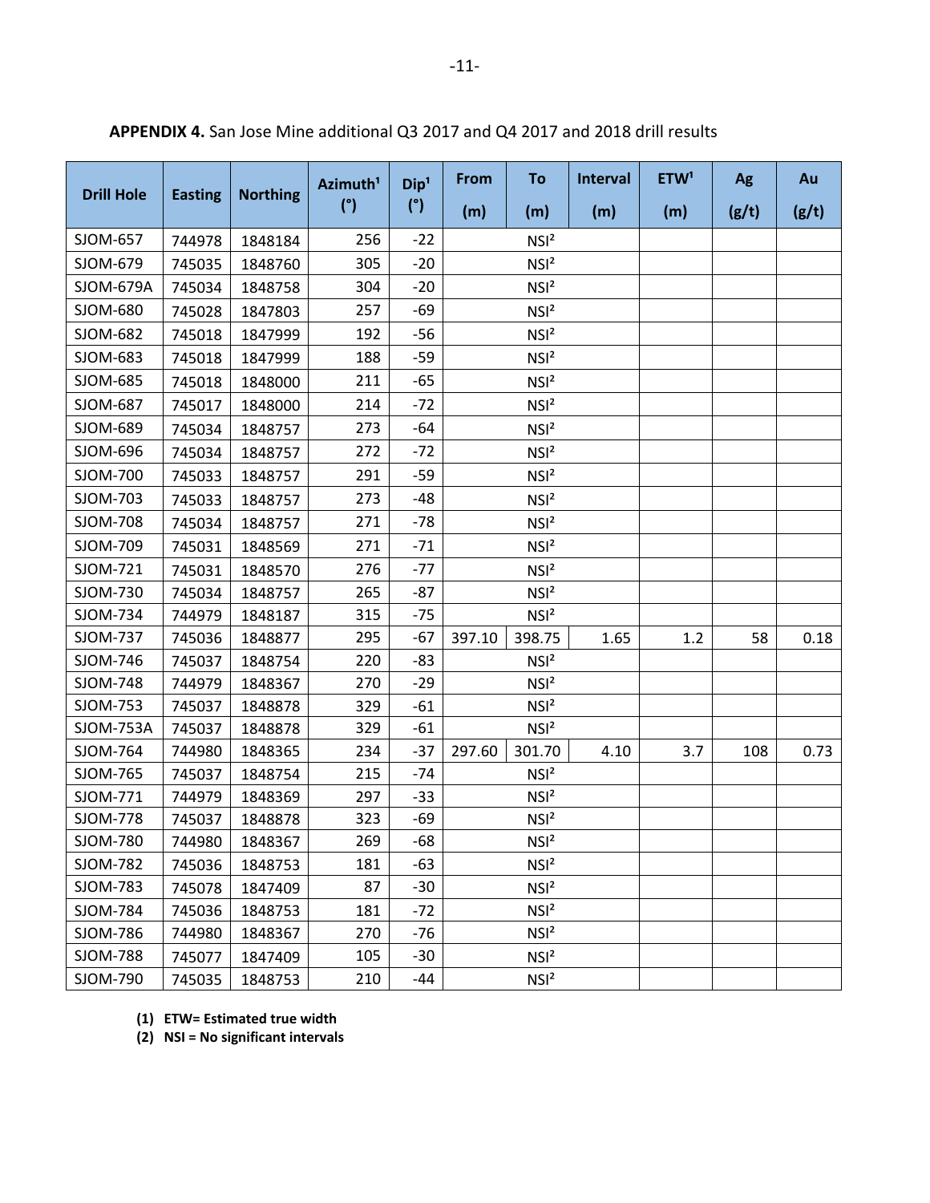**APPENDIX 4.** San Jose Mine additional Q3 2017 and Q4 2017 and 2018 drill results

| Drill Hole | Easting | Northing | Azimuth[1] (°) | Dip[1] (°) | From (m) | To (m) | Interval (m) | ETW[1] (m) | Ag (g/t) | Au (g/t) |
|---|---|---|---|---|---|---|---|---|---|---|
| SJOM-657 | 744978 | 1848184 | 256 | -22 | | NSI[2] | | | | |
| SJOM-679 | 745035 | 1848760 | 305 | -20 | | NSI[2] | | | | |
| SJOM-679A | 745034 | 1848758 | 304 | -20 | | NSI[2] | | | | |
| SJOM-680 | 745028 | 1847803 | 257 | -69 | | NSI[2] | | | | |
| SJOM-682 | 745018 | 1847999 | 192 | -56 | | NSI[2] | | | | |
| SJOM-683 | 745018 | 1847999 | 188 | -59 | | NSI[2] | | | | |
| SJOM-685 | 745018 | 1848000 | 211 | -65 | | NSI[2] | | | | |
| SJOM-687 | 745017 | 1848000 | 214 | -72 | | NSI[2] | | | | |
| SJOM-689 | 745034 | 1848757 | 273 | -64 | | NSI[2] | | | | |
| SJOM-696 | 745034 | 1848757 | 272 | -72 | | NSI[2] | | | | |
| SJOM-700 | 745033 | 1848757 | 291 | -59 | | NSI[2] | | | | |
| SJOM-703 | 745033 | 1848757 | 273 | -48 | | NSI[2] | | | | |
| SJOM-708 | 745034 | 1848757 | 271 | -78 | | NSI[2] | | | | |
| SJOM-709 | 745031 | 1848569 | 271 | -71 | | NSI[2] | | | | |
| SJOM-721 | 745031 | 1848570 | 276 | -77 | | NSI[2] | | | | |
| SJOM-730 | 745034 | 1848757 | 265 | -87 | | NSI[2] | | | | |
| SJOM-734 | 744979 | 1848187 | 315 | -75 | | NSI[2] | | | | |
| SJOM-737 | 745036 | 1848877 | 295 | -67 | 397.10 | 398.75 | 1.65 | 1.2 | 58 | 0.18 |
| SJOM-746 | 745037 | 1848754 | 220 | -83 | | NSI[2] | | | | |
| SJOM-748 | 744979 | 1848367 | 270 | -29 | | NSI[2] | | | | |
| SJOM-753 | 745037 | 1848878 | 329 | -61 | | NSI[2] | | | | |
| SJOM-753A | 745037 | 1848878 | 329 | -61 | | NSI[2] | | | | |
| SJOM-764 | 744980 | 1848365 | 234 | -37 | 297.60 | 301.70 | 4.10 | 3.7 | 108 | 0.73 |
| SJOM-765 | 745037 | 1848754 | 215 | -74 | | NSI[2] | | | | |
| SJOM-771 | 744979 | 1848369 | 297 | -33 | | NSI[2] | | | | |
| SJOM-778 | 745037 | 1848878 | 323 | -69 | | NSI[2] | | | | |
| SJOM-780 | 744980 | 1848367 | 269 | -68 | | NSI[2] | | | | |
| SJOM-782 | 745036 | 1848753 | 181 | -63 | | NSI[2] | | | | |
| SJOM-783 | 745078 | 1847409 | 87 | -30 | | NSI[2] | | | | |
| SJOM-784 | 745036 | 1848753 | 181 | -72 | | NSI[2] | | | | |
| SJOM-786 | 744980 | 1848367 | 270 | -76 | | NSI[2] | | | | |
| SJOM-788 | 745077 | 1847409 | 105 | -30 | | NSI[2] | | | | |
| SJOM-790 | 745035 | 1848753 | 210 | -44 | | NSI[2] | | | | |

**(1) ETW= Estimated true width**

**(2) NSI = No significant intervals**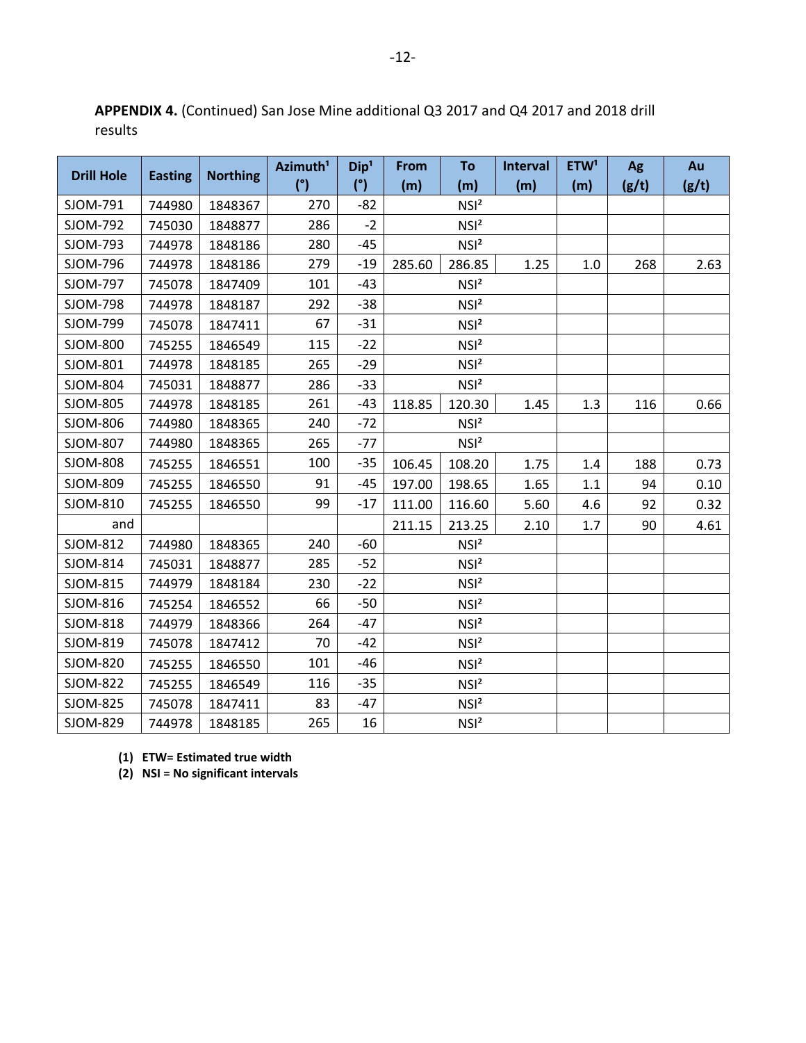**APPENDIX 4.** (Continued) San Jose Mine additional Q3 2017 and Q4 2017 and 2018 drill results

| Drill Hole | Easting | Northing | Azimuth[1] (°) | Dip[1] (°) | From (m) | To (m) | Interval (m) | ETW[1] (m) | Ag (g/t) | Au (g/t) |
|---|---|---|---|---|---|---|---|---|---|---|
| SJOM-791 | 744980 | 1848367 | 270 | -82 | | NSI[2] | | | | |
| SJOM-792 | 745030 | 1848877 | 286 | -2 | | NSI[2] | | | | |
| SJOM-793 | 744978 | 1848186 | 280 | -45 | | NSI[2] | | | | |
| SJOM-796 | 744978 | 1848186 | 279 | -19 | 285.60 | 286.85 | 1.25 | 1.0 | 268 | 2.63 |
| SJOM-797 | 745078 | 1847409 | 101 | -43 | | NSI[2] | | | | |
| SJOM-798 | 744978 | 1848187 | 292 | -38 | | NSI[2] | | | | |
| SJOM-799 | 745078 | 1847411 | 67 | -31 | | NSI[2] | | | | |
| SJOM-800 | 745255 | 1846549 | 115 | -22 | | NSI[2] | | | | |
| SJOM-801 | 744978 | 1848185 | 265 | -29 | | NSI[2] | | | | |
| SJOM-804 | 745031 | 1848877 | 286 | -33 | | NSI[2] | | | | |
| SJOM-805 | 744978 | 1848185 | 261 | -43 | 118.85 | 120.30 | 1.45 | 1.3 | 116 | 0.66 |
| SJOM-806 | 744980 | 1848365 | 240 | -72 | | NSI[2] | | | | |
| SJOM-807 | 744980 | 1848365 | 265 | -77 | | NSI[2] | | | | |
| SJOM-808 | 745255 | 1846551 | 100 | -35 | 106.45 | 108.20 | 1.75 | 1.4 | 188 | 0.73 |
| SJOM-809 | 745255 | 1846550 | 91 | -45 | 197.00 | 198.65 | 1.65 | 1.1 | 94 | 0.10 |
| SJOM-810 | 745255 | 1846550 | 99 | -17 | 111.00 | 116.60 | 5.60 | 4.6 | 92 | 0.32 |
| and | | | | | 211.15 | 213.25 | 2.10 | 1.7 | 90 | 4.61 |
| SJOM-812 | 744980 | 1848365 | 240 | -60 | | NSI[2] | | | | |
| SJOM-814 | 745031 | 1848877 | 285 | -52 | | NSI[2] | | | | |
| SJOM-815 | 744979 | 1848184 | 230 | -22 | | NSI[2] | | | | |
| SJOM-816 | 745254 | 1846552 | 66 | -50 | | NSI[2] | | | | |
| SJOM-818 | 744979 | 1848366 | 264 | -47 | | NSI[2] | | | | |
| SJOM-819 | 745078 | 1847412 | 70 | -42 | | NSI[2] | | | | |
| SJOM-820 | 745255 | 1846550 | 101 | -46 | | NSI[2] | | | | |
| SJOM-822 | 745255 | 1846549 | 116 | -35 | | NSI[2] | | | | |
| SJOM-825 | 745078 | 1847411 | 83 | -47 | | NSI[2] | | | | |
| SJOM-829 | 744978 | 1848185 | 265 | 16 | | NSI[2] | | | | |

**(1) ETW= Estimated true width**
**(2) NSI = No significant intervals**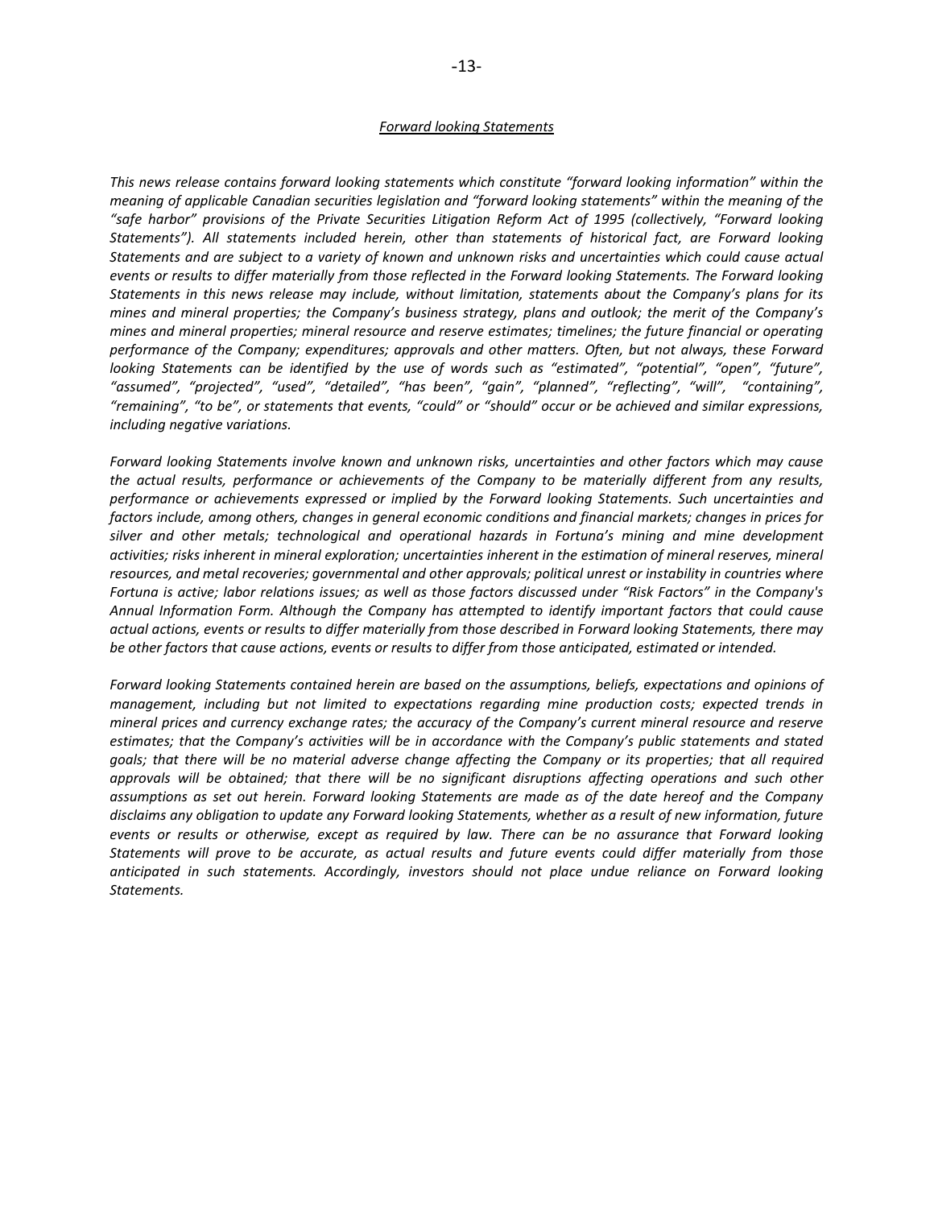*Forward looking Statements*

*This news release contains forward looking statements which constitute "forward looking information" within the meaning of applicable Canadian securities legislation and "forward looking statements" within the meaning of the "safe harbor" provisions of the Private Securities Litigation Reform Act of 1995 (collectively, "Forward looking Statements"). All statements included herein, other than statements of historical fact, are Forward looking Statements and are subject to a variety of known and unknown risks and uncertainties which could cause actual events or results to differ materially from those reflected in the Forward looking Statements. The Forward looking Statements in this news release may include, without limitation, statements about the Company's plans for its mines and mineral properties; the Company's business strategy, plans and outlook; the merit of the Company's mines and mineral properties; mineral resource and reserve estimates; timelines; the future financial or operating performance of the Company; expenditures; approvals and other matters. Often, but not always, these Forward looking Statements can be identified by the use of words such as "estimated", "potential", "open", "future", "assumed", "projected", "used", "detailed", "has been", "gain", "planned", "reflecting", "will", "containing", "remaining", "to be", or statements that events, "could" or "should" occur or be achieved and similar expressions, including negative variations.*

*Forward looking Statements involve known and unknown risks, uncertainties and other factors which may cause the actual results, performance or achievements of the Company to be materially different from any results, performance or achievements expressed or implied by the Forward looking Statements. Such uncertainties and factors include, among others, changes in general economic conditions and financial markets; changes in prices for silver and other metals; technological and operational hazards in Fortuna's mining and mine development activities; risks inherent in mineral exploration; uncertainties inherent in the estimation of mineral reserves, mineral resources, and metal recoveries; governmental and other approvals; political unrest or instability in countries where Fortuna is active; labor relations issues; as well as those factors discussed under "Risk Factors" in the Company's Annual Information Form. Although the Company has attempted to identify important factors that could cause actual actions, events or results to differ materially from those described in Forward looking Statements, there may be other factors that cause actions, events or results to differ from those anticipated, estimated or intended.*

*Forward looking Statements contained herein are based on the assumptions, beliefs, expectations and opinions of management, including but not limited to expectations regarding mine production costs; expected trends in mineral prices and currency exchange rates; the accuracy of the Company's current mineral resource and reserve estimates; that the Company's activities will be in accordance with the Company's public statements and stated goals; that there will be no material adverse change affecting the Company or its properties; that all required approvals will be obtained; that there will be no significant disruptions affecting operations and such other assumptions as set out herein. Forward looking Statements are made as of the date hereof and the Company disclaims any obligation to update any Forward looking Statements, whether as a result of new information, future events or results or otherwise, except as required by law. There can be no assurance that Forward looking Statements will prove to be accurate, as actual results and future events could differ materially from those anticipated in such statements. Accordingly, investors should not place undue reliance on Forward looking Statements.*